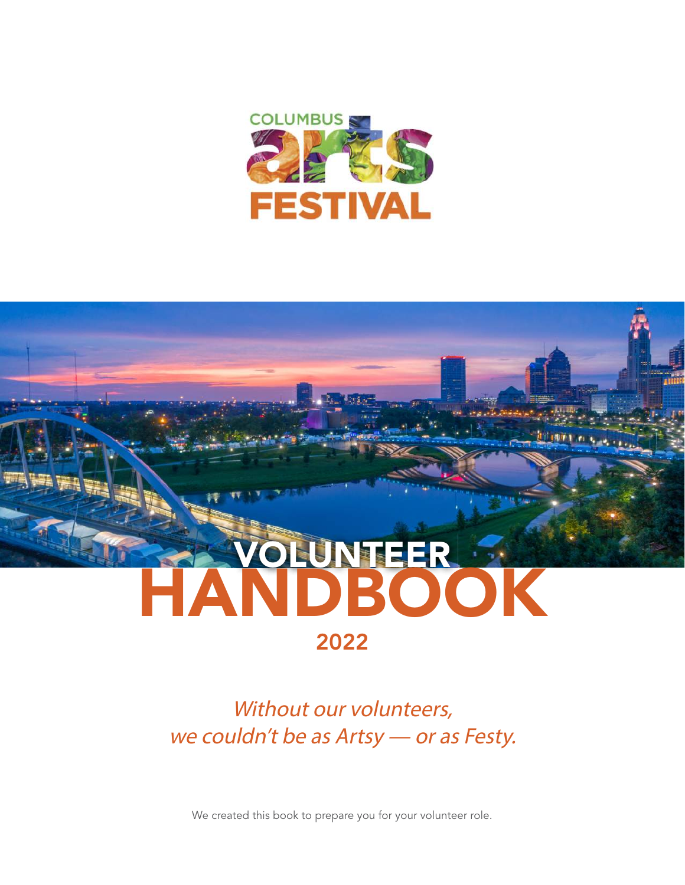COLUMBUS arts FESTIVAL

# VOLUNTEER HANDBOOK

## 2022

*Without our volunteers, we couldn't be as Artsy — or as Festy.*

We created this book to prepare you for your volunteer role.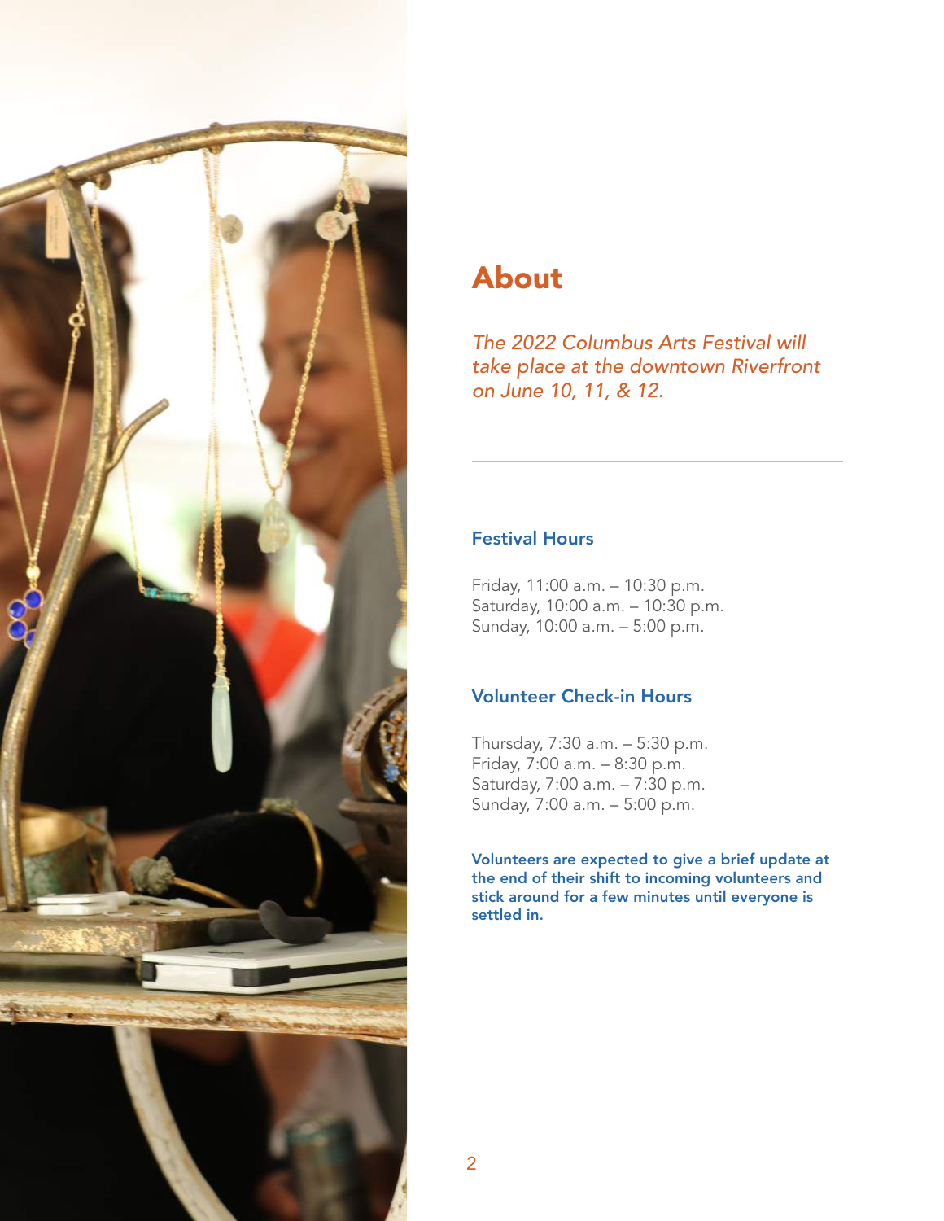# About

*The 2022 Columbus Arts Festival will take place at the downtown Riverfront on June 10, 11, & 12.*

---

## Festival Hours

Friday, 11:00 a.m. – 10:30 p.m.
Saturday, 10:00 a.m. – 10:30 p.m.
Sunday, 10:00 a.m. – 5:00 p.m.

## Volunteer Check-in Hours

Thursday, 7:30 a.m. – 5:30 p.m.
Friday, 7:00 a.m. – 8:30 p.m.
Saturday, 7:00 a.m. – 7:30 p.m.
Sunday, 7:00 a.m. – 5:00 p.m.

**Volunteers are expected to give a brief update at the end of their shift to incoming volunteers and stick around for a few minutes until everyone is settled in.**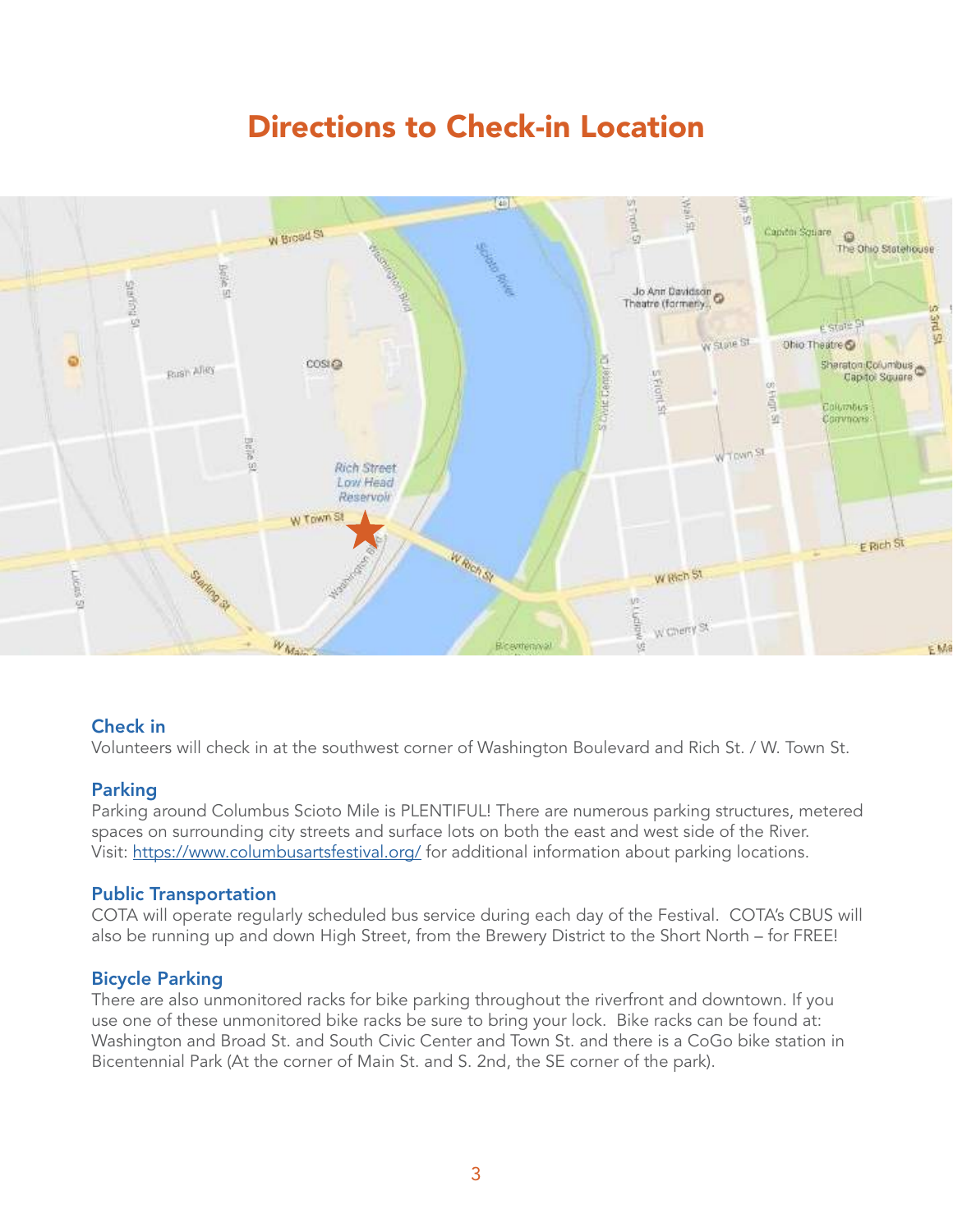# Directions to Check-in Location

### Check in

Volunteers will check in at the southwest corner of Washington Boulevard and Rich St. / W. Town St.

### Parking

Parking around Columbus Scioto Mile is PLENTIFUL! There are numerous parking structures, metered spaces on surrounding city streets and surface lots on both the east and west side of the River. Visit: https://www.columbusartsfestival.org/ for additional information about parking locations.

### Public Transportation

COTA will operate regularly scheduled bus service during each day of the Festival. COTA's CBUS will also be running up and down High Street, from the Brewery District to the Short North – for FREE!

### Bicycle Parking

There are also unmonitored racks for bike parking throughout the riverfront and downtown. If you use one of these unmonitored bike racks be sure to bring your lock. Bike racks can be found at: Washington and Broad St. and South Civic Center and Town St. and there is a CoGo bike station in Bicentennial Park (At the corner of Main St. and S. 2nd, the SE corner of the park).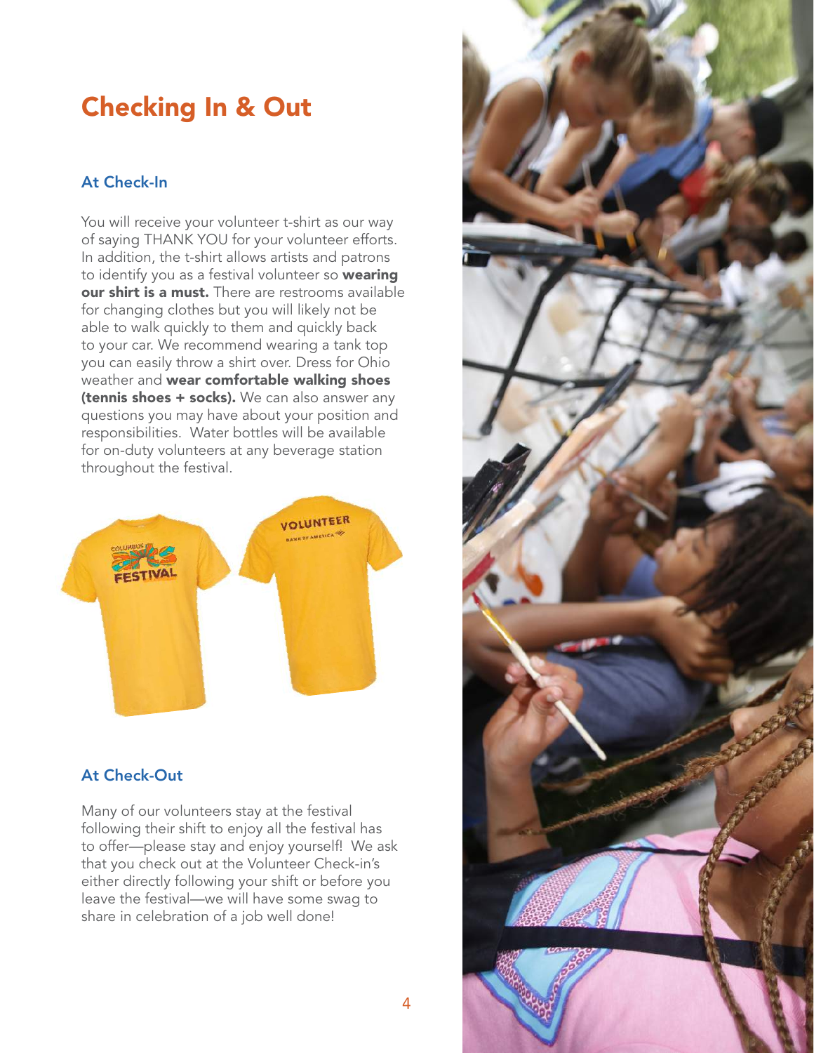# Checking In & Out

## At Check-In

You will receive your volunteer t-shirt as our way of saying THANK YOU for your volunteer efforts. In addition, the t-shirt allows artists and patrons to identify you as a festival volunteer so **wearing our shirt is a must.** There are restrooms available for changing clothes but you will likely not be able to walk quickly to them and quickly back to your car. We recommend wearing a tank top you can easily throw a shirt over. Dress for Ohio weather and **wear comfortable walking shoes (tennis shoes + socks).** We can also answer any questions you may have about your position and responsibilities. Water bottles will be available for on-duty volunteers at any beverage station throughout the festival.

## At Check-Out

Many of our volunteers stay at the festival following their shift to enjoy all the festival has to offer—please stay and enjoy yourself! We ask that you check out at the Volunteer Check-in's either directly following your shift or before you leave the festival—we will have some swag to share in celebration of a job well done!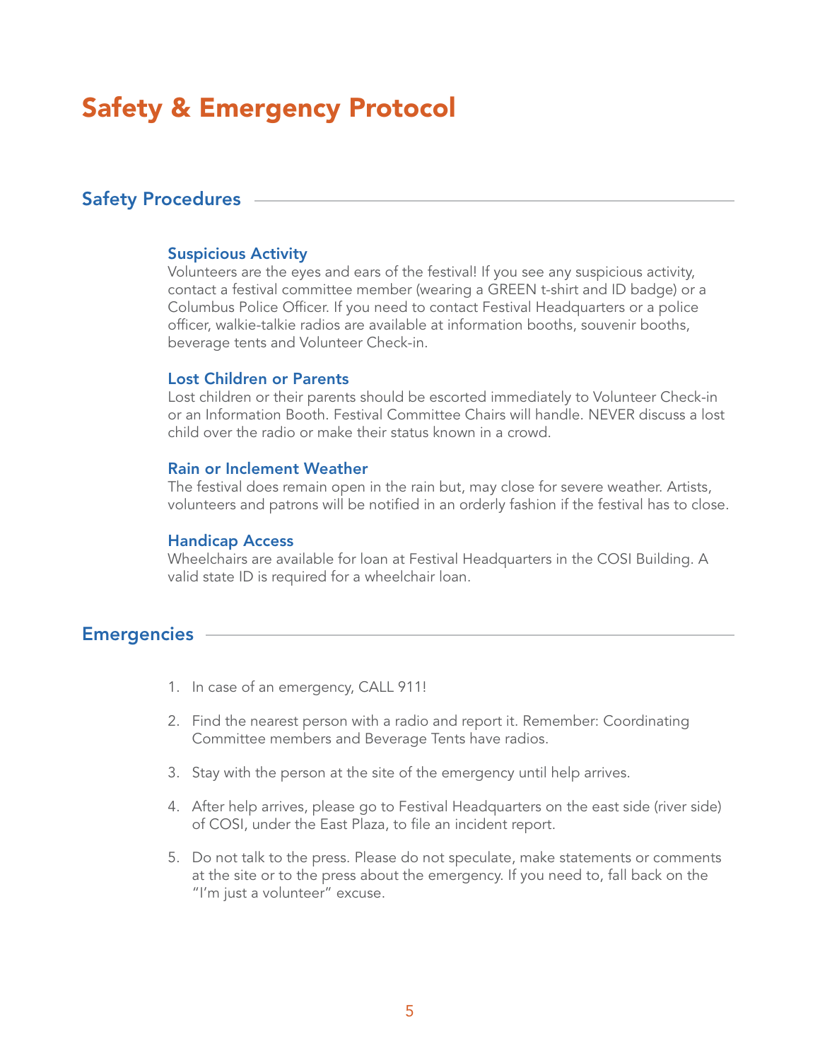# Safety & Emergency Protocol

## Safety Procedures

### Suspicious Activity

Volunteers are the eyes and ears of the festival! If you see any suspicious activity, contact a festival committee member (wearing a GREEN t-shirt and ID badge) or a Columbus Police Officer. If you need to contact Festival Headquarters or a police officer, walkie-talkie radios are available at information booths, souvenir booths, beverage tents and Volunteer Check-in.

### Lost Children or Parents

Lost children or their parents should be escorted immediately to Volunteer Check-in or an Information Booth. Festival Committee Chairs will handle. NEVER discuss a lost child over the radio or make their status known in a crowd.

### Rain or Inclement Weather

The festival does remain open in the rain but, may close for severe weather. Artists, volunteers and patrons will be notified in an orderly fashion if the festival has to close.

### Handicap Access

Wheelchairs are available for loan at Festival Headquarters in the COSI Building. A valid state ID is required for a wheelchair loan.

## Emergencies

1. In case of an emergency, CALL 911!
2. Find the nearest person with a radio and report it. Remember: Coordinating Committee members and Beverage Tents have radios.
3. Stay with the person at the site of the emergency until help arrives.
4. After help arrives, please go to Festival Headquarters on the east side (river side) of COSI, under the East Plaza, to file an incident report.
5. Do not talk to the press. Please do not speculate, make statements or comments at the site or to the press about the emergency. If you need to, fall back on the "I'm just a volunteer" excuse.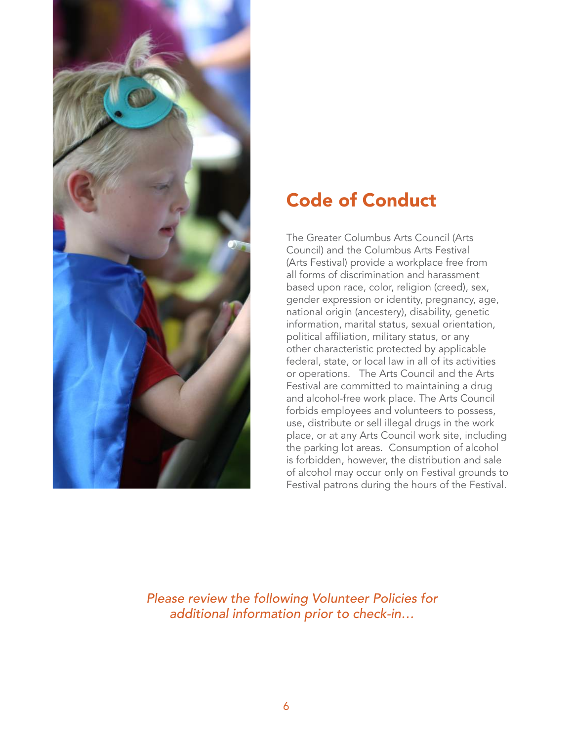## Code of Conduct

The Greater Columbus Arts Council (Arts Council) and the Columbus Arts Festival (Arts Festival) provide a workplace free from all forms of discrimination and harassment based upon race, color, religion (creed), sex, gender expression or identity, pregnancy, age, national origin (ancestery), disability, genetic information, marital status, sexual orientation, political affiliation, military status, or any other characteristic protected by applicable federal, state, or local law in all of its activities or operations. The Arts Council and the Arts Festival are committed to maintaining a drug and alcohol-free work place. The Arts Council forbids employees and volunteers to possess, use, distribute or sell illegal drugs in the work place, or at any Arts Council work site, including the parking lot areas. Consumption of alcohol is forbidden, however, the distribution and sale of alcohol may occur only on Festival grounds to Festival patrons during the hours of the Festival.

*Please review the following Volunteer Policies for additional information prior to check-in...*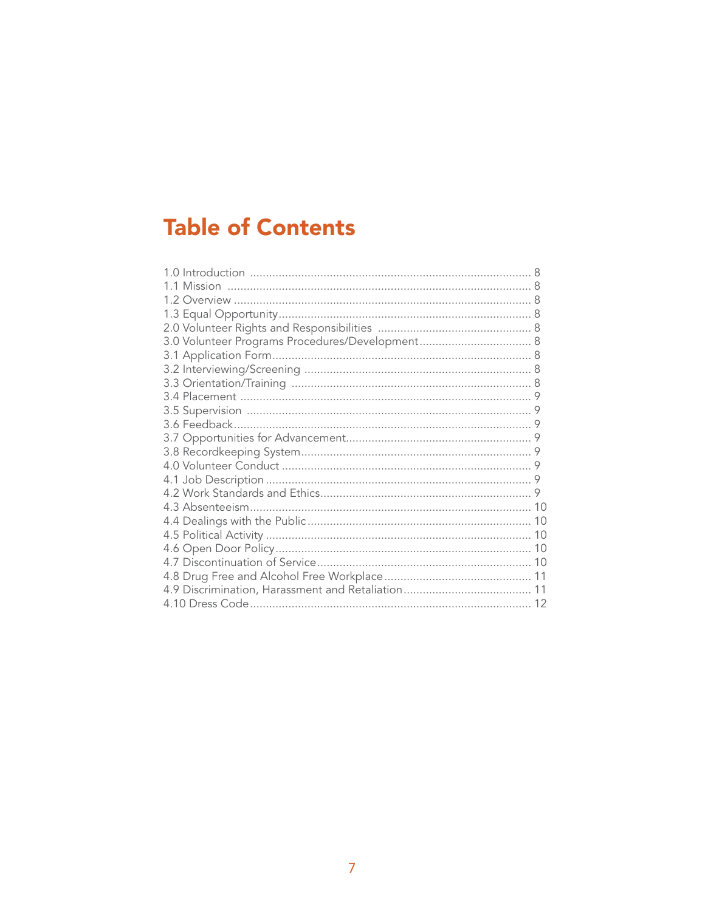# Table of Contents

1.0 Introduction ........................................................................................ 8
1.1 Mission ............................................................................................... 8
1.2 Overview ............................................................................................. 8
1.3 Equal Opportunity................................................................................ 8
2.0 Volunteer Rights and Responsibilities ................................................ 8
3.0 Volunteer Programs Procedures/Development................................... 8
3.1 Application Form.................................................................................. 8
3.2 Interviewing/Screening ........................................................................ 8
3.3 Orientation/Training ............................................................................ 8
3.4 Placement ............................................................................................ 9
3.5 Supervision .......................................................................................... 9
3.6 Feedback.............................................................................................. 9
3.7 Opportunities for Advancement........................................................... 9
3.8 Recordkeeping System......................................................................... 9
4.0 Volunteer Conduct .............................................................................. 9
4.1 Job Description .................................................................................... 9
4.2 Work Standards and Ethics................................................................... 9
4.3 Absenteeism....................................................................................... 10
4.4 Dealings with the Public..................................................................... 10
4.5 Political Activity .................................................................................. 10
4.6 Open Door Policy............................................................................... 10
4.7 Discontinuation of Service.................................................................. 10
4.8 Drug Free and Alcohol Free Workplace ............................................. 11
4.9 Discrimination, Harassment and Retaliation ....................................... 11
4.10 Dress Code ...................................................................................... 12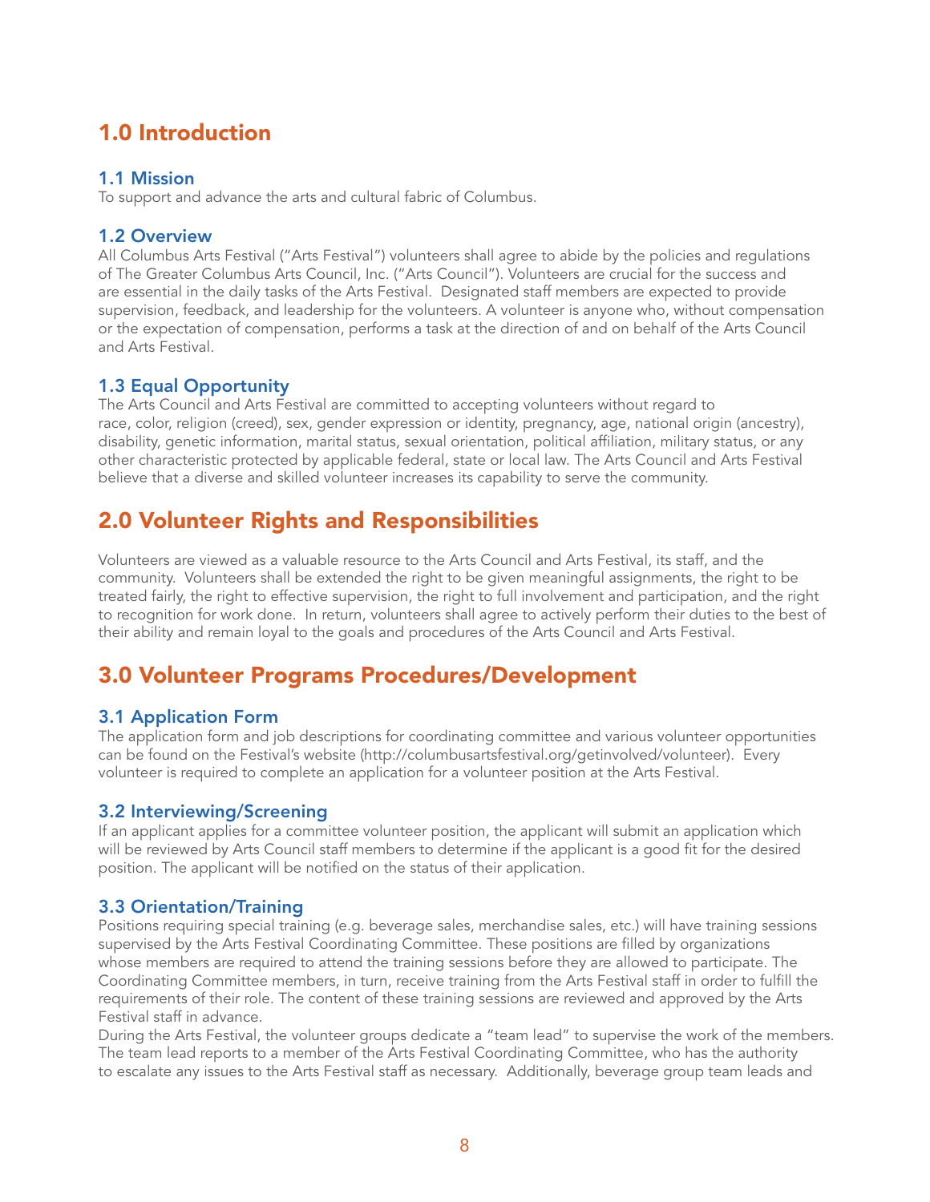# 1.0 Introduction

## 1.1 Mission

To support and advance the arts and cultural fabric of Columbus.

## 1.2 Overview

All Columbus Arts Festival ("Arts Festival") volunteers shall agree to abide by the policies and regulations of The Greater Columbus Arts Council, Inc. ("Arts Council"). Volunteers are crucial for the success and are essential in the daily tasks of the Arts Festival. Designated staff members are expected to provide supervision, feedback, and leadership for the volunteers. A volunteer is anyone who, without compensation or the expectation of compensation, performs a task at the direction of and on behalf of the Arts Council and Arts Festival.

## 1.3 Equal Opportunity

The Arts Council and Arts Festival are committed to accepting volunteers without regard to race, color, religion (creed), sex, gender expression or identity, pregnancy, age, national origin (ancestry), disability, genetic information, marital status, sexual orientation, political affiliation, military status, or any other characteristic protected by applicable federal, state or local law. The Arts Council and Arts Festival believe that a diverse and skilled volunteer increases its capability to serve the community.

# 2.0 Volunteer Rights and Responsibilities

Volunteers are viewed as a valuable resource to the Arts Council and Arts Festival, its staff, and the community. Volunteers shall be extended the right to be given meaningful assignments, the right to be treated fairly, the right to effective supervision, the right to full involvement and participation, and the right to recognition for work done. In return, volunteers shall agree to actively perform their duties to the best of their ability and remain loyal to the goals and procedures of the Arts Council and Arts Festival.

# 3.0 Volunteer Programs Procedures/Development

## 3.1 Application Form

The application form and job descriptions for coordinating committee and various volunteer opportunities can be found on the Festival's website (http://columbusartsfestival.org/getinvolved/volunteer). Every volunteer is required to complete an application for a volunteer position at the Arts Festival.

## 3.2 Interviewing/Screening

If an applicant applies for a committee volunteer position, the applicant will submit an application which will be reviewed by Arts Council staff members to determine if the applicant is a good fit for the desired position. The applicant will be notified on the status of their application.

## 3.3 Orientation/Training

Positions requiring special training (e.g. beverage sales, merchandise sales, etc.) will have training sessions supervised by the Arts Festival Coordinating Committee. These positions are filled by organizations whose members are required to attend the training sessions before they are allowed to participate. The Coordinating Committee members, in turn, receive training from the Arts Festival staff in order to fulfill the requirements of their role. The content of these training sessions are reviewed and approved by the Arts Festival staff in advance.

During the Arts Festival, the volunteer groups dedicate a "team lead" to supervise the work of the members. The team lead reports to a member of the Arts Festival Coordinating Committee, who has the authority to escalate any issues to the Arts Festival staff as necessary. Additionally, beverage group team leads and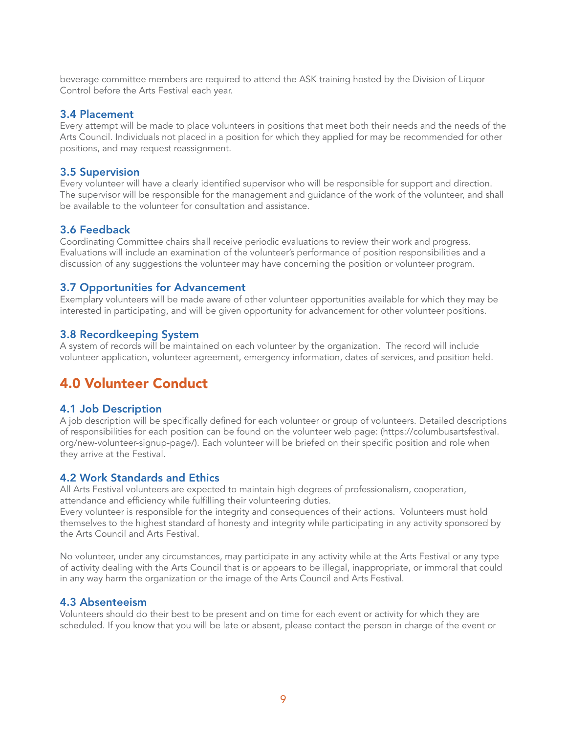beverage committee members are required to attend the ASK training hosted by the Division of Liquor Control before the Arts Festival each year.

### 3.4 Placement

Every attempt will be made to place volunteers in positions that meet both their needs and the needs of the Arts Council. Individuals not placed in a position for which they applied for may be recommended for other positions, and may request reassignment.

### 3.5 Supervision

Every volunteer will have a clearly identified supervisor who will be responsible for support and direction. The supervisor will be responsible for the management and guidance of the work of the volunteer, and shall be available to the volunteer for consultation and assistance.

### 3.6 Feedback

Coordinating Committee chairs shall receive periodic evaluations to review their work and progress. Evaluations will include an examination of the volunteer's performance of position responsibilities and a discussion of any suggestions the volunteer may have concerning the position or volunteer program.

### 3.7 Opportunities for Advancement

Exemplary volunteers will be made aware of other volunteer opportunities available for which they may be interested in participating, and will be given opportunity for advancement for other volunteer positions.

### 3.8 Recordkeeping System

A system of records will be maintained on each volunteer by the organization. The record will include volunteer application, volunteer agreement, emergency information, dates of services, and position held.

## 4.0 Volunteer Conduct

### 4.1 Job Description

A job description will be specifically defined for each volunteer or group of volunteers. Detailed descriptions of responsibilities for each position can be found on the volunteer web page: (https://columbusartsfestival.org/new-volunteer-signup-page/). Each volunteer will be briefed on their specific position and role when they arrive at the Festival.

### 4.2 Work Standards and Ethics

All Arts Festival volunteers are expected to maintain high degrees of professionalism, cooperation, attendance and efficiency while fulfilling their volunteering duties.
Every volunteer is responsible for the integrity and consequences of their actions. Volunteers must hold themselves to the highest standard of honesty and integrity while participating in any activity sponsored by the Arts Council and Arts Festival.

No volunteer, under any circumstances, may participate in any activity while at the Arts Festival or any type of activity dealing with the Arts Council that is or appears to be illegal, inappropriate, or immoral that could in any way harm the organization or the image of the Arts Council and Arts Festival.

### 4.3 Absenteeism

Volunteers should do their best to be present and on time for each event or activity for which they are scheduled. If you know that you will be late or absent, please contact the person in charge of the event or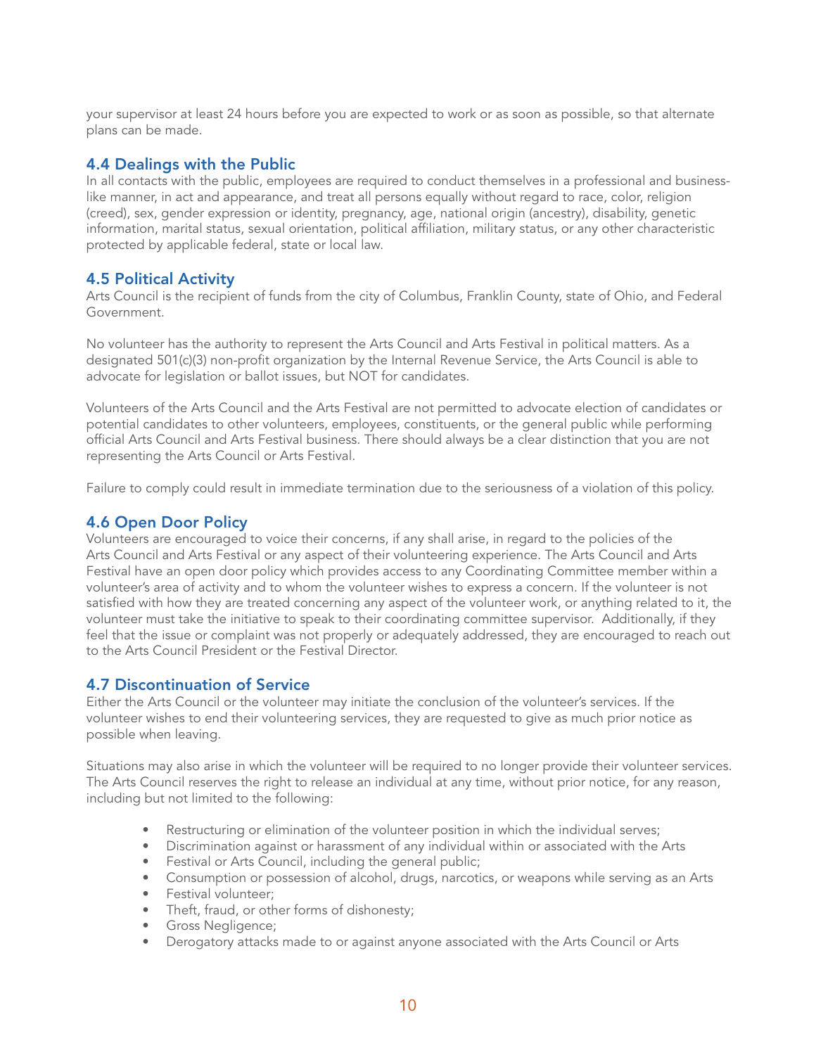your supervisor at least 24 hours before you are expected to work or as soon as possible, so that alternate plans can be made.

### 4.4 Dealings with the Public

In all contacts with the public, employees are required to conduct themselves in a professional and business-like manner, in act and appearance, and treat all persons equally without regard to race, color, religion (creed), sex, gender expression or identity, pregnancy, age, national origin (ancestry), disability, genetic information, marital status, sexual orientation, political affiliation, military status, or any other characteristic protected by applicable federal, state or local law.

### 4.5 Political Activity

Arts Council is the recipient of funds from the city of Columbus, Franklin County, state of Ohio, and Federal Government.

No volunteer has the authority to represent the Arts Council and Arts Festival in political matters. As a designated 501(c)(3) non-profit organization by the Internal Revenue Service, the Arts Council is able to advocate for legislation or ballot issues, but NOT for candidates.

Volunteers of the Arts Council and the Arts Festival are not permitted to advocate election of candidates or potential candidates to other volunteers, employees, constituents, or the general public while performing official Arts Council and Arts Festival business. There should always be a clear distinction that you are not representing the Arts Council or Arts Festival.

Failure to comply could result in immediate termination due to the seriousness of a violation of this policy.

### 4.6 Open Door Policy

Volunteers are encouraged to voice their concerns, if any shall arise, in regard to the policies of the Arts Council and Arts Festival or any aspect of their volunteering experience. The Arts Council and Arts Festival have an open door policy which provides access to any Coordinating Committee member within a volunteer's area of activity and to whom the volunteer wishes to express a concern. If the volunteer is not satisfied with how they are treated concerning any aspect of the volunteer work, or anything related to it, the volunteer must take the initiative to speak to their coordinating committee supervisor. Additionally, if they feel that the issue or complaint was not properly or adequately addressed, they are encouraged to reach out to the Arts Council President or the Festival Director.

### 4.7 Discontinuation of Service

Either the Arts Council or the volunteer may initiate the conclusion of the volunteer's services. If the volunteer wishes to end their volunteering services, they are requested to give as much prior notice as possible when leaving.

Situations may also arise in which the volunteer will be required to no longer provide their volunteer services. The Arts Council reserves the right to release an individual at any time, without prior notice, for any reason, including but not limited to the following:

- Restructuring or elimination of the volunteer position in which the individual serves;
- Discrimination against or harassment of any individual within or associated with the Arts
- Festival or Arts Council, including the general public;
- Consumption or possession of alcohol, drugs, narcotics, or weapons while serving as an Arts
- Festival volunteer;
- Theft, fraud, or other forms of dishonesty;
- Gross Negligence;
- Derogatory attacks made to or against anyone associated with the Arts Council or Arts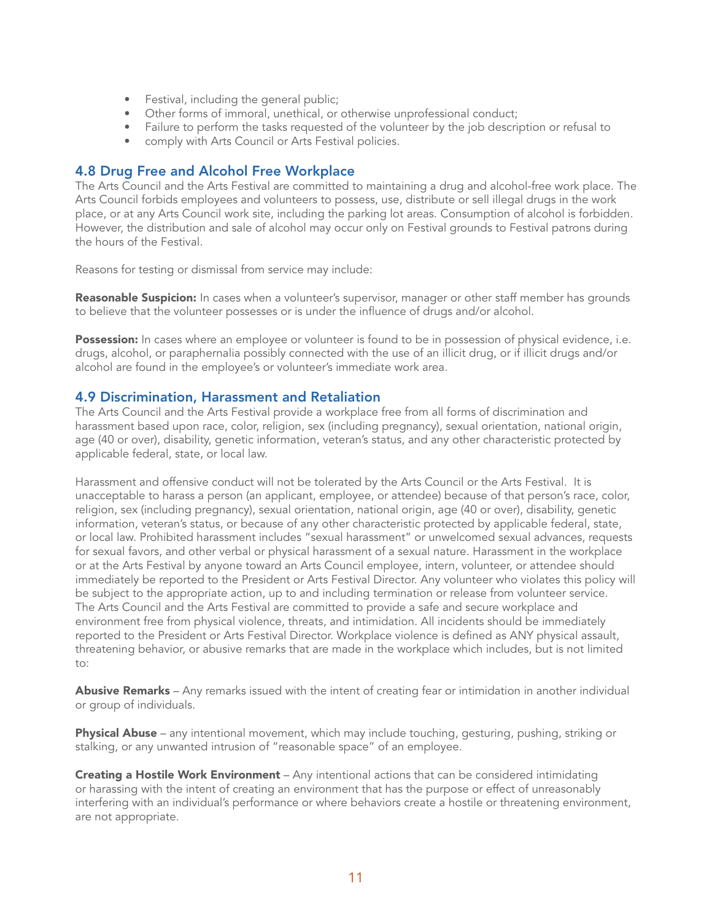- Festival, including the general public;
- Other forms of immoral, unethical, or otherwise unprofessional conduct;
- Failure to perform the tasks requested of the volunteer by the job description or refusal to
- comply with Arts Council or Arts Festival policies.

## 4.8 Drug Free and Alcohol Free Workplace

The Arts Council and the Arts Festival are committed to maintaining a drug and alcohol-free work place. The Arts Council forbids employees and volunteers to possess, use, distribute or sell illegal drugs in the work place, or at any Arts Council work site, including the parking lot areas. Consumption of alcohol is forbidden. However, the distribution and sale of alcohol may occur only on Festival grounds to Festival patrons during the hours of the Festival.

Reasons for testing or dismissal from service may include:

**Reasonable Suspicion:** In cases when a volunteer's supervisor, manager or other staff member has grounds to believe that the volunteer possesses or is under the influence of drugs and/or alcohol.

**Possession:** In cases where an employee or volunteer is found to be in possession of physical evidence, i.e. drugs, alcohol, or paraphernalia possibly connected with the use of an illicit drug, or if illicit drugs and/or alcohol are found in the employee's or volunteer's immediate work area.

## 4.9 Discrimination, Harassment and Retaliation

The Arts Council and the Arts Festival provide a workplace free from all forms of discrimination and harassment based upon race, color, religion, sex (including pregnancy), sexual orientation, national origin, age (40 or over), disability, genetic information, veteran's status, and any other characteristic protected by applicable federal, state, or local law.

Harassment and offensive conduct will not be tolerated by the Arts Council or the Arts Festival. It is unacceptable to harass a person (an applicant, employee, or attendee) because of that person's race, color, religion, sex (including pregnancy), sexual orientation, national origin, age (40 or over), disability, genetic information, veteran's status, or because of any other characteristic protected by applicable federal, state, or local law. Prohibited harassment includes "sexual harassment" or unwelcomed sexual advances, requests for sexual favors, and other verbal or physical harassment of a sexual nature. Harassment in the workplace or at the Arts Festival by anyone toward an Arts Council employee, intern, volunteer, or attendee should immediately be reported to the President or Arts Festival Director. Any volunteer who violates this policy will be subject to the appropriate action, up to and including termination or release from volunteer service. The Arts Council and the Arts Festival are committed to provide a safe and secure workplace and environment free from physical violence, threats, and intimidation. All incidents should be immediately reported to the President or Arts Festival Director. Workplace violence is defined as ANY physical assault, threatening behavior, or abusive remarks that are made in the workplace which includes, but is not limited to:

**Abusive Remarks** – Any remarks issued with the intent of creating fear or intimidation in another individual or group of individuals.

**Physical Abuse** – any intentional movement, which may include touching, gesturing, pushing, striking or stalking, or any unwanted intrusion of "reasonable space" of an employee.

**Creating a Hostile Work Environment** – Any intentional actions that can be considered intimidating or harassing with the intent of creating an environment that has the purpose or effect of unreasonably interfering with an individual's performance or where behaviors create a hostile or threatening environment, are not appropriate.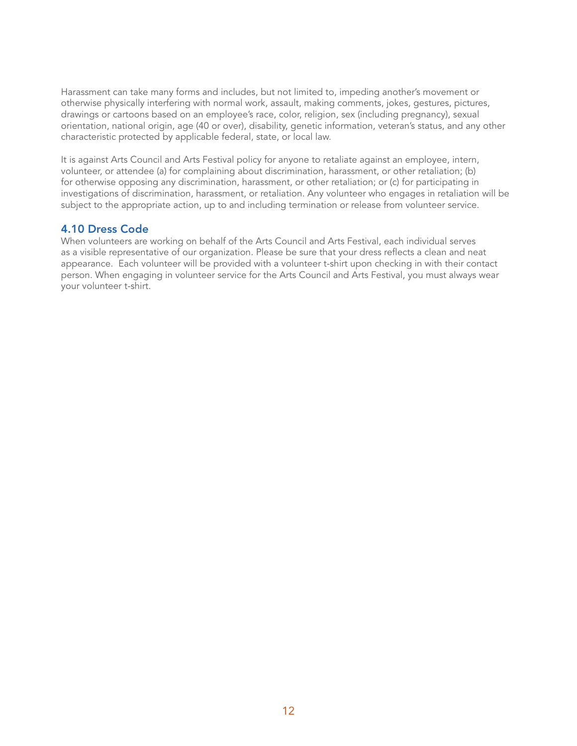Harassment can take many forms and includes, but not limited to, impeding another's movement or otherwise physically interfering with normal work, assault, making comments, jokes, gestures, pictures, drawings or cartoons based on an employee's race, color, religion, sex (including pregnancy), sexual orientation, national origin, age (40 or over), disability, genetic information, veteran's status, and any other characteristic protected by applicable federal, state, or local law.

It is against Arts Council and Arts Festival policy for anyone to retaliate against an employee, intern, volunteer, or attendee (a) for complaining about discrimination, harassment, or other retaliation; (b) for otherwise opposing any discrimination, harassment, or other retaliation; or (c) for participating in investigations of discrimination, harassment, or retaliation. Any volunteer who engages in retaliation will be subject to the appropriate action, up to and including termination or release from volunteer service.

### 4.10 Dress Code

When volunteers are working on behalf of the Arts Council and Arts Festival, each individual serves as a visible representative of our organization. Please be sure that your dress reflects a clean and neat appearance. Each volunteer will be provided with a volunteer t-shirt upon checking in with their contact person. When engaging in volunteer service for the Arts Council and Arts Festival, you must always wear your volunteer t-shirt.